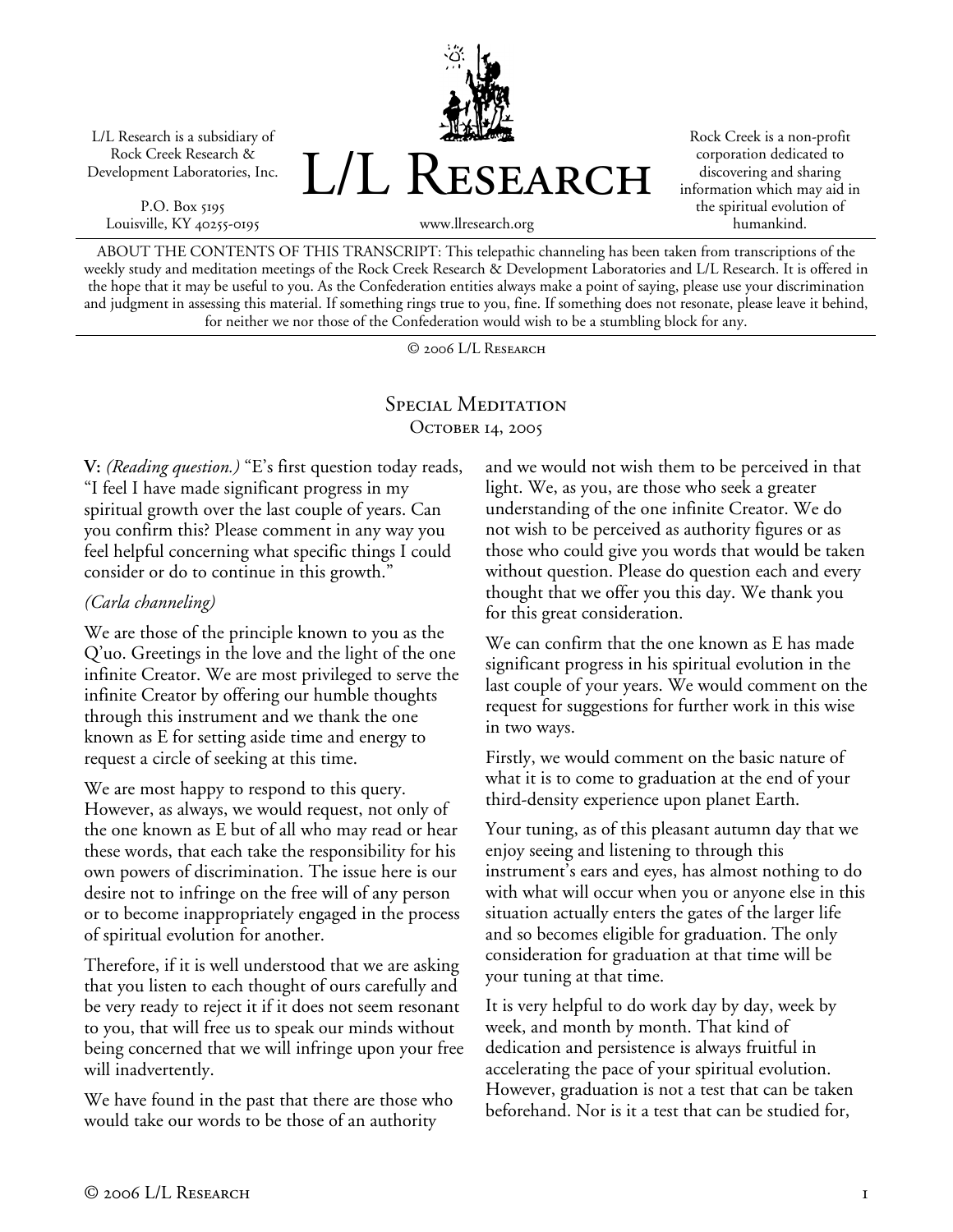L/L Research is a subsidiary of Rock Creek Research & Development Laboratories, Inc.

P.O. Box 5195
Louisville, KY 40255-0195

# L/L Research

www.llresearch.org

Rock Creek is a non-profit corporation dedicated to discovering and sharing information which may aid in the spiritual evolution of humankind.

ABOUT THE CONTENTS OF THIS TRANSCRIPT: This telepathic channeling has been taken from transcriptions of the weekly study and meditation meetings of the Rock Creek Research & Development Laboratories and L/L Research. It is offered in the hope that it may be useful to you. As the Confederation entities always make a point of saying, please use your discrimination and judgment in assessing this material. If something rings true to you, fine. If something does not resonate, please leave it behind, for neither we nor those of the Confederation would wish to be a stumbling block for any.

© 2006 L/L Research

## Special Meditation
### October 14, 2005

**V:** *(Reading question.)* "E's first question today reads, "I feel I have made significant progress in my spiritual growth over the last couple of years. Can you confirm this? Please comment in any way you feel helpful concerning what specific things I could consider or do to continue in this growth."

*(Carla channeling)*

We are those of the principle known to you as the Q'uo. Greetings in the love and the light of the one infinite Creator. We are most privileged to serve the infinite Creator by offering our humble thoughts through this instrument and we thank the one known as E for setting aside time and energy to request a circle of seeking at this time.

We are most happy to respond to this query. However, as always, we would request, not only of the one known as E but of all who may read or hear these words, that each take the responsibility for his own powers of discrimination. The issue here is our desire not to infringe on the free will of any person or to become inappropriately engaged in the process of spiritual evolution for another.

Therefore, if it is well understood that we are asking that you listen to each thought of ours carefully and be very ready to reject it if it does not seem resonant to you, that will free us to speak our minds without being concerned that we will infringe upon your free will inadvertently.

We have found in the past that there are those who would take our words to be those of an authority and we would not wish them to be perceived in that light. We, as you, are those who seek a greater understanding of the one infinite Creator. We do not wish to be perceived as authority figures or as those who could give you words that would be taken without question. Please do question each and every thought that we offer you this day. We thank you for this great consideration.

We can confirm that the one known as E has made significant progress in his spiritual evolution in the last couple of your years. We would comment on the request for suggestions for further work in this wise in two ways.

Firstly, we would comment on the basic nature of what it is to come to graduation at the end of your third-density experience upon planet Earth.

Your tuning, as of this pleasant autumn day that we enjoy seeing and listening to through this instrument's ears and eyes, has almost nothing to do with what will occur when you or anyone else in this situation actually enters the gates of the larger life and so becomes eligible for graduation. The only consideration for graduation at that time will be your tuning at that time.

It is very helpful to do work day by day, week by week, and month by month. That kind of dedication and persistence is always fruitful in accelerating the pace of your spiritual evolution. However, graduation is not a test that can be taken beforehand. Nor is it a test that can be studied for,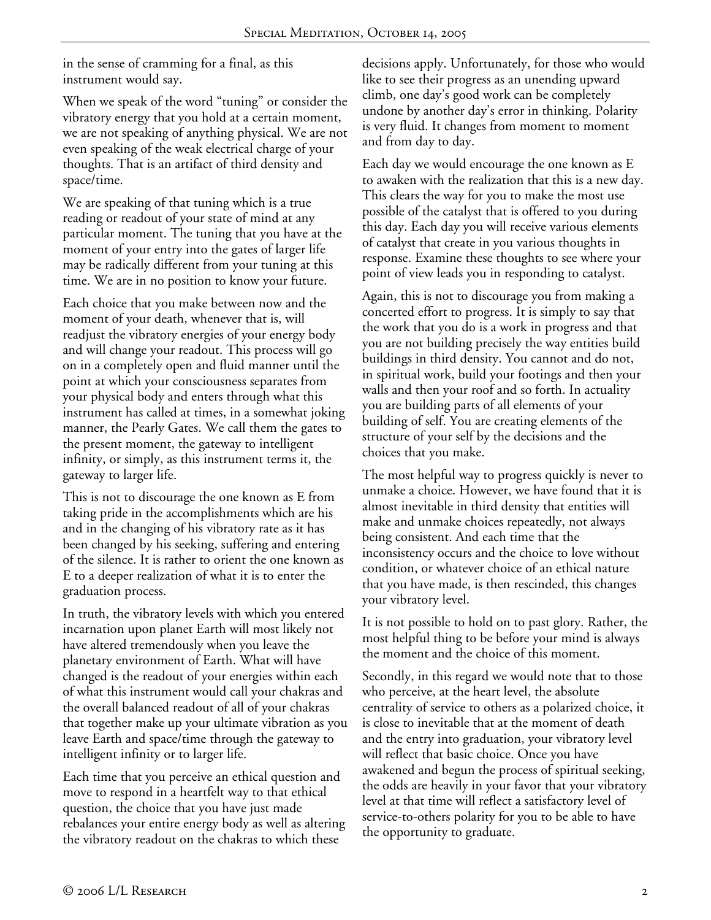in the sense of cramming for a final, as this instrument would say.

When we speak of the word "tuning" or consider the vibratory energy that you hold at a certain moment, we are not speaking of anything physical. We are not even speaking of the weak electrical charge of your thoughts. That is an artifact of third density and space/time.

We are speaking of that tuning which is a true reading or readout of your state of mind at any particular moment. The tuning that you have at the moment of your entry into the gates of larger life may be radically different from your tuning at this time. We are in no position to know your future.

Each choice that you make between now and the moment of your death, whenever that is, will readjust the vibratory energies of your energy body and will change your readout. This process will go on in a completely open and fluid manner until the point at which your consciousness separates from your physical body and enters through what this instrument has called at times, in a somewhat joking manner, the Pearly Gates. We call them the gates to the present moment, the gateway to intelligent infinity, or simply, as this instrument terms it, the gateway to larger life.

This is not to discourage the one known as E from taking pride in the accomplishments which are his and in the changing of his vibratory rate as it has been changed by his seeking, suffering and entering of the silence. It is rather to orient the one known as E to a deeper realization of what it is to enter the graduation process.

In truth, the vibratory levels with which you entered incarnation upon planet Earth will most likely not have altered tremendously when you leave the planetary environment of Earth. What will have changed is the readout of your energies within each of what this instrument would call your chakras and the overall balanced readout of all of your chakras that together make up your ultimate vibration as you leave Earth and space/time through the gateway to intelligent infinity or to larger life.

Each time that you perceive an ethical question and move to respond in a heartfelt way to that ethical question, the choice that you have just made rebalances your entire energy body as well as altering the vibratory readout on the chakras to which these decisions apply. Unfortunately, for those who would like to see their progress as an unending upward climb, one day's good work can be completely undone by another day's error in thinking. Polarity is very fluid. It changes from moment to moment and from day to day.

Each day we would encourage the one known as E to awaken with the realization that this is a new day. This clears the way for you to make the most use possible of the catalyst that is offered to you during this day. Each day you will receive various elements of catalyst that create in you various thoughts in response. Examine these thoughts to see where your point of view leads you in responding to catalyst.

Again, this is not to discourage you from making a concerted effort to progress. It is simply to say that the work that you do is a work in progress and that you are not building precisely the way entities build buildings in third density. You cannot and do not, in spiritual work, build your footings and then your walls and then your roof and so forth. In actuality you are building parts of all elements of your building of self. You are creating elements of the structure of your self by the decisions and the choices that you make.

The most helpful way to progress quickly is never to unmake a choice. However, we have found that it is almost inevitable in third density that entities will make and unmake choices repeatedly, not always being consistent. And each time that the inconsistency occurs and the choice to love without condition, or whatever choice of an ethical nature that you have made, is then rescinded, this changes your vibratory level.

It is not possible to hold on to past glory. Rather, the most helpful thing to be before your mind is always the moment and the choice of this moment.

Secondly, in this regard we would note that to those who perceive, at the heart level, the absolute centrality of service to others as a polarized choice, it is close to inevitable that at the moment of death and the entry into graduation, your vibratory level will reflect that basic choice. Once you have awakened and begun the process of spiritual seeking, the odds are heavily in your favor that your vibratory level at that time will reflect a satisfactory level of service-to-others polarity for you to be able to have the opportunity to graduate.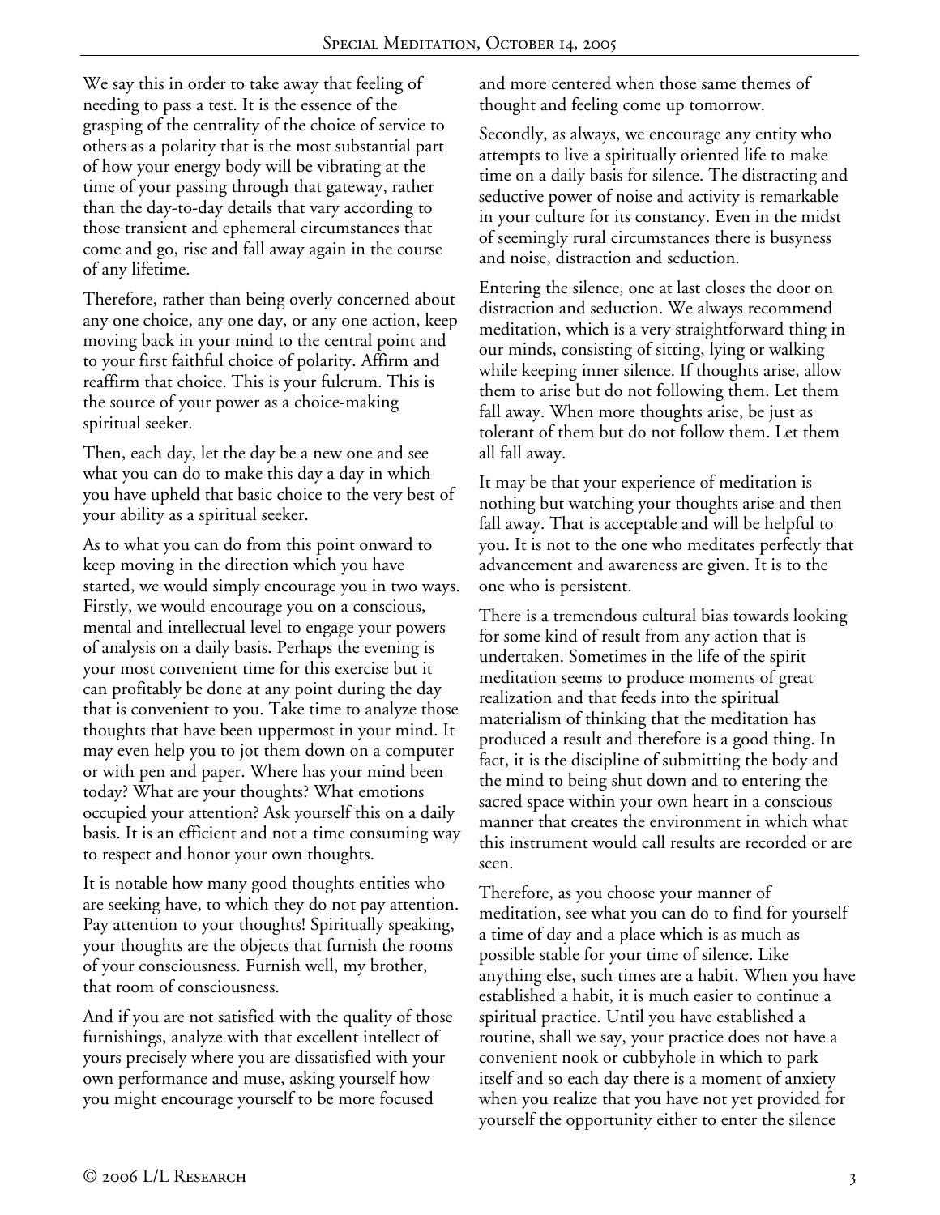We say this in order to take away that feeling of needing to pass a test. It is the essence of the grasping of the centrality of the choice of service to others as a polarity that is the most substantial part of how your energy body will be vibrating at the time of your passing through that gateway, rather than the day-to-day details that vary according to those transient and ephemeral circumstances that come and go, rise and fall away again in the course of any lifetime.

Therefore, rather than being overly concerned about any one choice, any one day, or any one action, keep moving back in your mind to the central point and to your first faithful choice of polarity. Affirm and reaffirm that choice. This is your fulcrum. This is the source of your power as a choice-making spiritual seeker.

Then, each day, let the day be a new one and see what you can do to make this day a day in which you have upheld that basic choice to the very best of your ability as a spiritual seeker.

As to what you can do from this point onward to keep moving in the direction which you have started, we would simply encourage you in two ways. Firstly, we would encourage you on a conscious, mental and intellectual level to engage your powers of analysis on a daily basis. Perhaps the evening is your most convenient time for this exercise but it can profitably be done at any point during the day that is convenient to you. Take time to analyze those thoughts that have been uppermost in your mind. It may even help you to jot them down on a computer or with pen and paper. Where has your mind been today? What are your thoughts? What emotions occupied your attention? Ask yourself this on a daily basis. It is an efficient and not a time consuming way to respect and honor your own thoughts.

It is notable how many good thoughts entities who are seeking have, to which they do not pay attention. Pay attention to your thoughts! Spiritually speaking, your thoughts are the objects that furnish the rooms of your consciousness. Furnish well, my brother, that room of consciousness.

And if you are not satisfied with the quality of those furnishings, analyze with that excellent intellect of yours precisely where you are dissatisfied with your own performance and muse, asking yourself how you might encourage yourself to be more focused and more centered when those same themes of thought and feeling come up tomorrow.

Secondly, as always, we encourage any entity who attempts to live a spiritually oriented life to make time on a daily basis for silence. The distracting and seductive power of noise and activity is remarkable in your culture for its constancy. Even in the midst of seemingly rural circumstances there is busyness and noise, distraction and seduction.

Entering the silence, one at last closes the door on distraction and seduction. We always recommend meditation, which is a very straightforward thing in our minds, consisting of sitting, lying or walking while keeping inner silence. If thoughts arise, allow them to arise but do not following them. Let them fall away. When more thoughts arise, be just as tolerant of them but do not follow them. Let them all fall away.

It may be that your experience of meditation is nothing but watching your thoughts arise and then fall away. That is acceptable and will be helpful to you. It is not to the one who meditates perfectly that advancement and awareness are given. It is to the one who is persistent.

There is a tremendous cultural bias towards looking for some kind of result from any action that is undertaken. Sometimes in the life of the spirit meditation seems to produce moments of great realization and that feeds into the spiritual materialism of thinking that the meditation has produced a result and therefore is a good thing. In fact, it is the discipline of submitting the body and the mind to being shut down and to entering the sacred space within your own heart in a conscious manner that creates the environment in which what this instrument would call results are recorded or are seen.

Therefore, as you choose your manner of meditation, see what you can do to find for yourself a time of day and a place which is as much as possible stable for your time of silence. Like anything else, such times are a habit. When you have established a habit, it is much easier to continue a spiritual practice. Until you have established a routine, shall we say, your practice does not have a convenient nook or cubbyhole in which to park itself and so each day there is a moment of anxiety when you realize that you have not yet provided for yourself the opportunity either to enter the silence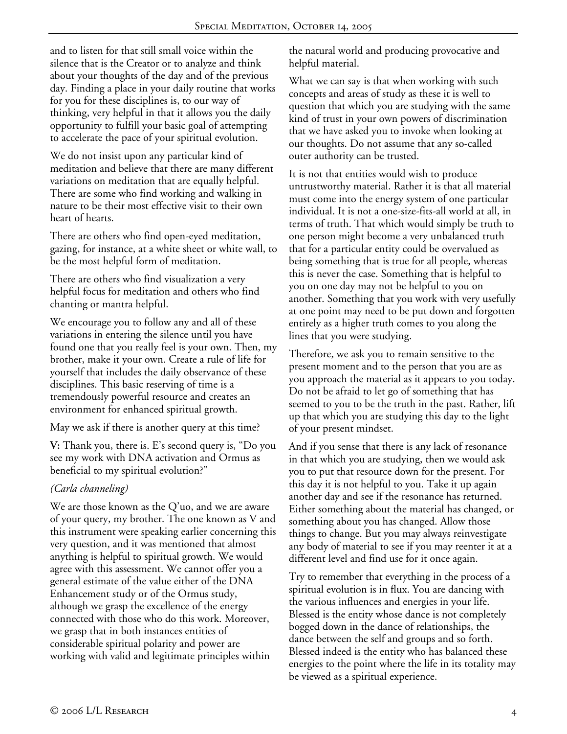and to listen for that still small voice within the silence that is the Creator or to analyze and think about your thoughts of the day and of the previous day. Finding a place in your daily routine that works for you for these disciplines is, to our way of thinking, very helpful in that it allows you the daily opportunity to fulfill your basic goal of attempting to accelerate the pace of your spiritual evolution.

We do not insist upon any particular kind of meditation and believe that there are many different variations on meditation that are equally helpful. There are some who find working and walking in nature to be their most effective visit to their own heart of hearts.

There are others who find open-eyed meditation, gazing, for instance, at a white sheet or white wall, to be the most helpful form of meditation.

There are others who find visualization a very helpful focus for meditation and others who find chanting or mantra helpful.

We encourage you to follow any and all of these variations in entering the silence until you have found one that you really feel is your own. Then, my brother, make it your own. Create a rule of life for yourself that includes the daily observance of these disciplines. This basic reserving of time is a tremendously powerful resource and creates an environment for enhanced spiritual growth.

May we ask if there is another query at this time?

**V:** Thank you, there is. E's second query is, "Do you see my work with DNA activation and Ormus as beneficial to my spiritual evolution?"

*(Carla channeling)*

We are those known as the Q'uo, and we are aware of your query, my brother. The one known as V and this instrument were speaking earlier concerning this very question, and it was mentioned that almost anything is helpful to spiritual growth. We would agree with this assessment. We cannot offer you a general estimate of the value either of the DNA Enhancement study or of the Ormus study, although we grasp the excellence of the energy connected with those who do this work. Moreover, we grasp that in both instances entities of considerable spiritual polarity and power are working with valid and legitimate principles within the natural world and producing provocative and helpful material.

What we can say is that when working with such concepts and areas of study as these it is well to question that which you are studying with the same kind of trust in your own powers of discrimination that we have asked you to invoke when looking at our thoughts. Do not assume that any so-called outer authority can be trusted.

It is not that entities would wish to produce untrustworthy material. Rather it is that all material must come into the energy system of one particular individual. It is not a one-size-fits-all world at all, in terms of truth. That which would simply be truth to one person might become a very unbalanced truth that for a particular entity could be overvalued as being something that is true for all people, whereas this is never the case. Something that is helpful to you on one day may not be helpful to you on another. Something that you work with very usefully at one point may need to be put down and forgotten entirely as a higher truth comes to you along the lines that you were studying.

Therefore, we ask you to remain sensitive to the present moment and to the person that you are as you approach the material as it appears to you today. Do not be afraid to let go of something that has seemed to you to be the truth in the past. Rather, lift up that which you are studying this day to the light of your present mindset.

And if you sense that there is any lack of resonance in that which you are studying, then we would ask you to put that resource down for the present. For this day it is not helpful to you. Take it up again another day and see if the resonance has returned. Either something about the material has changed, or something about you has changed. Allow those things to change. But you may always reinvestigate any body of material to see if you may reenter it at a different level and find use for it once again.

Try to remember that everything in the process of a spiritual evolution is in flux. You are dancing with the various influences and energies in your life. Blessed is the entity whose dance is not completely bogged down in the dance of relationships, the dance between the self and groups and so forth. Blessed indeed is the entity who has balanced these energies to the point where the life in its totality may be viewed as a spiritual experience.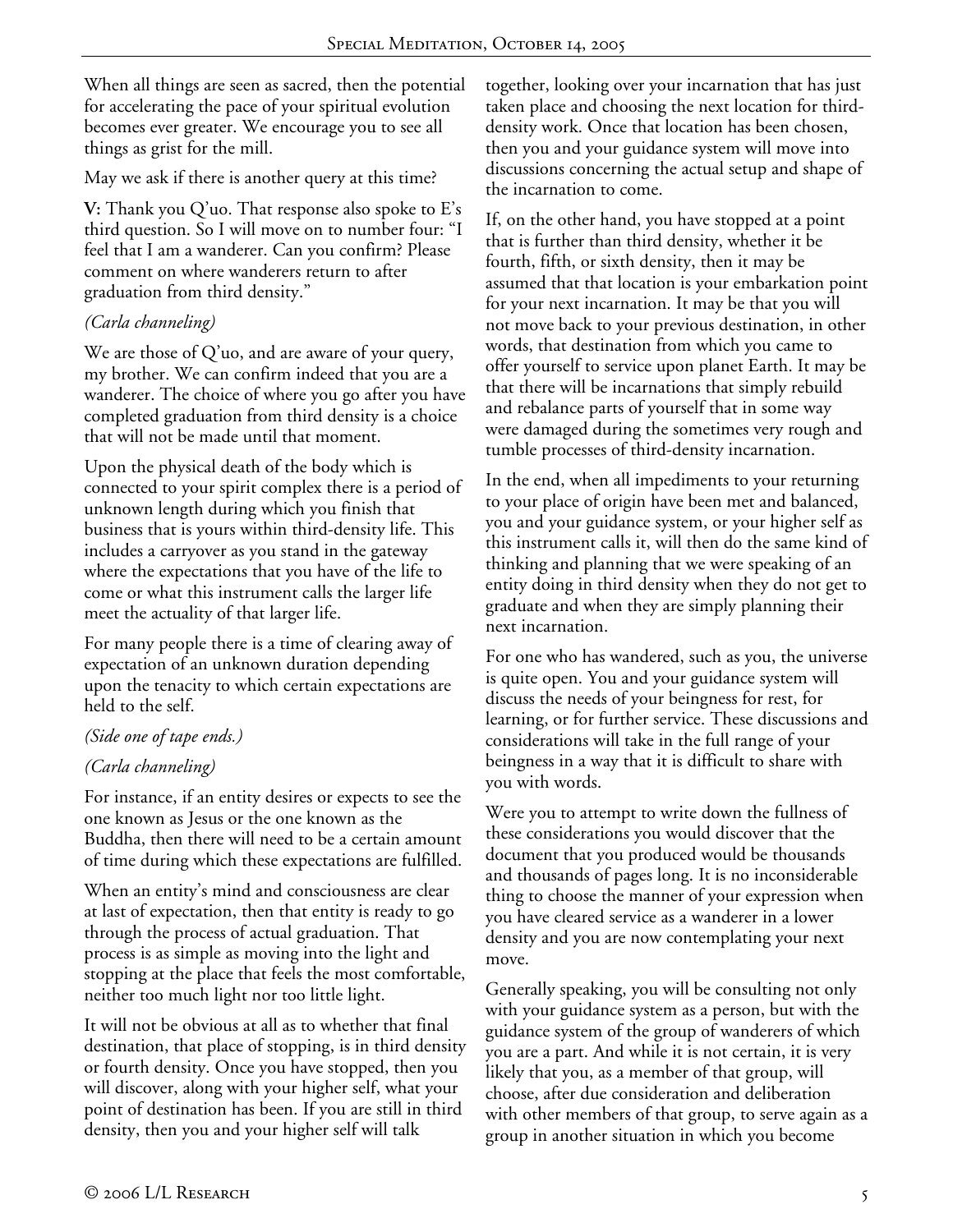When all things are seen as sacred, then the potential for accelerating the pace of your spiritual evolution becomes ever greater. We encourage you to see all things as grist for the mill.

May we ask if there is another query at this time?

**V:** Thank you Q'uo. That response also spoke to E's third question. So I will move on to number four: "I feel that I am a wanderer. Can you confirm? Please comment on where wanderers return to after graduation from third density."

*(Carla channeling)*

We are those of Q'uo, and are aware of your query, my brother. We can confirm indeed that you are a wanderer. The choice of where you go after you have completed graduation from third density is a choice that will not be made until that moment.

Upon the physical death of the body which is connected to your spirit complex there is a period of unknown length during which you finish that business that is yours within third-density life. This includes a carryover as you stand in the gateway where the expectations that you have of the life to come or what this instrument calls the larger life meet the actuality of that larger life.

For many people there is a time of clearing away of expectation of an unknown duration depending upon the tenacity to which certain expectations are held to the self.

*(Side one of tape ends.)*

*(Carla channeling)*

For instance, if an entity desires or expects to see the one known as Jesus or the one known as the Buddha, then there will need to be a certain amount of time during which these expectations are fulfilled.

When an entity's mind and consciousness are clear at last of expectation, then that entity is ready to go through the process of actual graduation. That process is as simple as moving into the light and stopping at the place that feels the most comfortable, neither too much light nor too little light.

It will not be obvious at all as to whether that final destination, that place of stopping, is in third density or fourth density. Once you have stopped, then you will discover, along with your higher self, what your point of destination has been. If you are still in third density, then you and your higher self will talk together, looking over your incarnation that has just taken place and choosing the next location for third-density work. Once that location has been chosen, then you and your guidance system will move into discussions concerning the actual setup and shape of the incarnation to come.

If, on the other hand, you have stopped at a point that is further than third density, whether it be fourth, fifth, or sixth density, then it may be assumed that that location is your embarkation point for your next incarnation. It may be that you will not move back to your previous destination, in other words, that destination from which you came to offer yourself to service upon planet Earth. It may be that there will be incarnations that simply rebuild and rebalance parts of yourself that in some way were damaged during the sometimes very rough and tumble processes of third-density incarnation.

In the end, when all impediments to your returning to your place of origin have been met and balanced, you and your guidance system, or your higher self as this instrument calls it, will then do the same kind of thinking and planning that we were speaking of an entity doing in third density when they do not get to graduate and when they are simply planning their next incarnation.

For one who has wandered, such as you, the universe is quite open. You and your guidance system will discuss the needs of your beingness for rest, for learning, or for further service. These discussions and considerations will take in the full range of your beingness in a way that it is difficult to share with you with words.

Were you to attempt to write down the fullness of these considerations you would discover that the document that you produced would be thousands and thousands of pages long. It is no inconsiderable thing to choose the manner of your expression when you have cleared service as a wanderer in a lower density and you are now contemplating your next move.

Generally speaking, you will be consulting not only with your guidance system as a person, but with the guidance system of the group of wanderers of which you are a part. And while it is not certain, it is very likely that you, as a member of that group, will choose, after due consideration and deliberation with other members of that group, to serve again as a group in another situation in which you become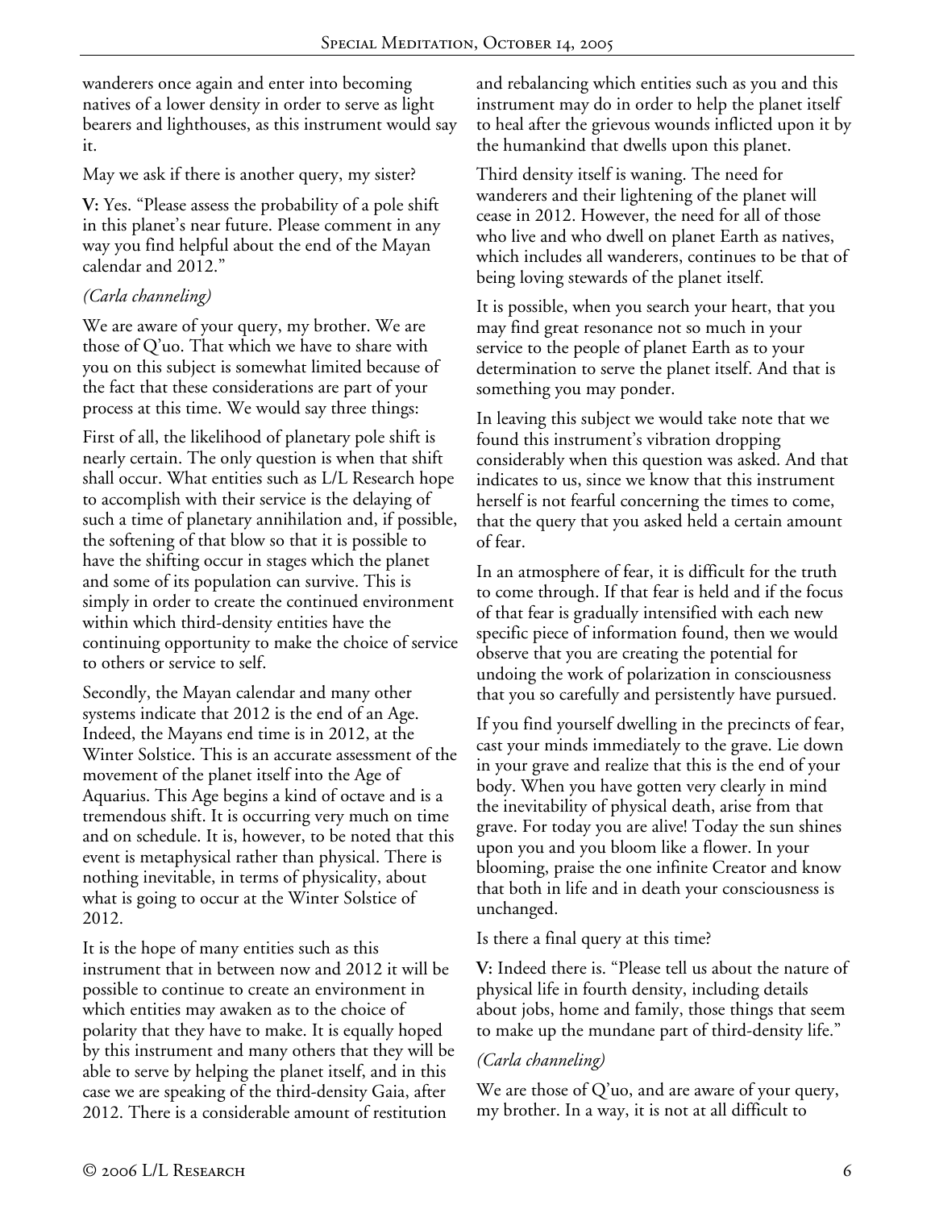wanderers once again and enter into becoming natives of a lower density in order to serve as light bearers and lighthouses, as this instrument would say it.

May we ask if there is another query, my sister?

**V:** Yes. "Please assess the probability of a pole shift in this planet's near future. Please comment in any way you find helpful about the end of the Mayan calendar and 2012."

*(Carla channeling)*

We are aware of your query, my brother. We are those of Q'uo. That which we have to share with you on this subject is somewhat limited because of the fact that these considerations are part of your process at this time. We would say three things:

First of all, the likelihood of planetary pole shift is nearly certain. The only question is when that shift shall occur. What entities such as L/L Research hope to accomplish with their service is the delaying of such a time of planetary annihilation and, if possible, the softening of that blow so that it is possible to have the shifting occur in stages which the planet and some of its population can survive. This is simply in order to create the continued environment within which third-density entities have the continuing opportunity to make the choice of service to others or service to self.

Secondly, the Mayan calendar and many other systems indicate that 2012 is the end of an Age. Indeed, the Mayans end time is in 2012, at the Winter Solstice. This is an accurate assessment of the movement of the planet itself into the Age of Aquarius. This Age begins a kind of octave and is a tremendous shift. It is occurring very much on time and on schedule. It is, however, to be noted that this event is metaphysical rather than physical. There is nothing inevitable, in terms of physicality, about what is going to occur at the Winter Solstice of 2012.

It is the hope of many entities such as this instrument that in between now and 2012 it will be possible to continue to create an environment in which entities may awaken as to the choice of polarity that they have to make. It is equally hoped by this instrument and many others that they will be able to serve by helping the planet itself, and in this case we are speaking of the third-density Gaia, after 2012. There is a considerable amount of restitution and rebalancing which entities such as you and this instrument may do in order to help the planet itself to heal after the grievous wounds inflicted upon it by the humankind that dwells upon this planet.

Third density itself is waning. The need for wanderers and their lightening of the planet will cease in 2012. However, the need for all of those who live and who dwell on planet Earth as natives, which includes all wanderers, continues to be that of being loving stewards of the planet itself.

It is possible, when you search your heart, that you may find great resonance not so much in your service to the people of planet Earth as to your determination to serve the planet itself. And that is something you may ponder.

In leaving this subject we would take note that we found this instrument's vibration dropping considerably when this question was asked. And that indicates to us, since we know that this instrument herself is not fearful concerning the times to come, that the query that you asked held a certain amount of fear.

In an atmosphere of fear, it is difficult for the truth to come through. If that fear is held and if the focus of that fear is gradually intensified with each new specific piece of information found, then we would observe that you are creating the potential for undoing the work of polarization in consciousness that you so carefully and persistently have pursued.

If you find yourself dwelling in the precincts of fear, cast your minds immediately to the grave. Lie down in your grave and realize that this is the end of your body. When you have gotten very clearly in mind the inevitability of physical death, arise from that grave. For today you are alive! Today the sun shines upon you and you bloom like a flower. In your blooming, praise the one infinite Creator and know that both in life and in death your consciousness is unchanged.

Is there a final query at this time?

**V:** Indeed there is. "Please tell us about the nature of physical life in fourth density, including details about jobs, home and family, those things that seem to make up the mundane part of third-density life."

*(Carla channeling)*

We are those of Q'uo, and are aware of your query, my brother. In a way, it is not at all difficult to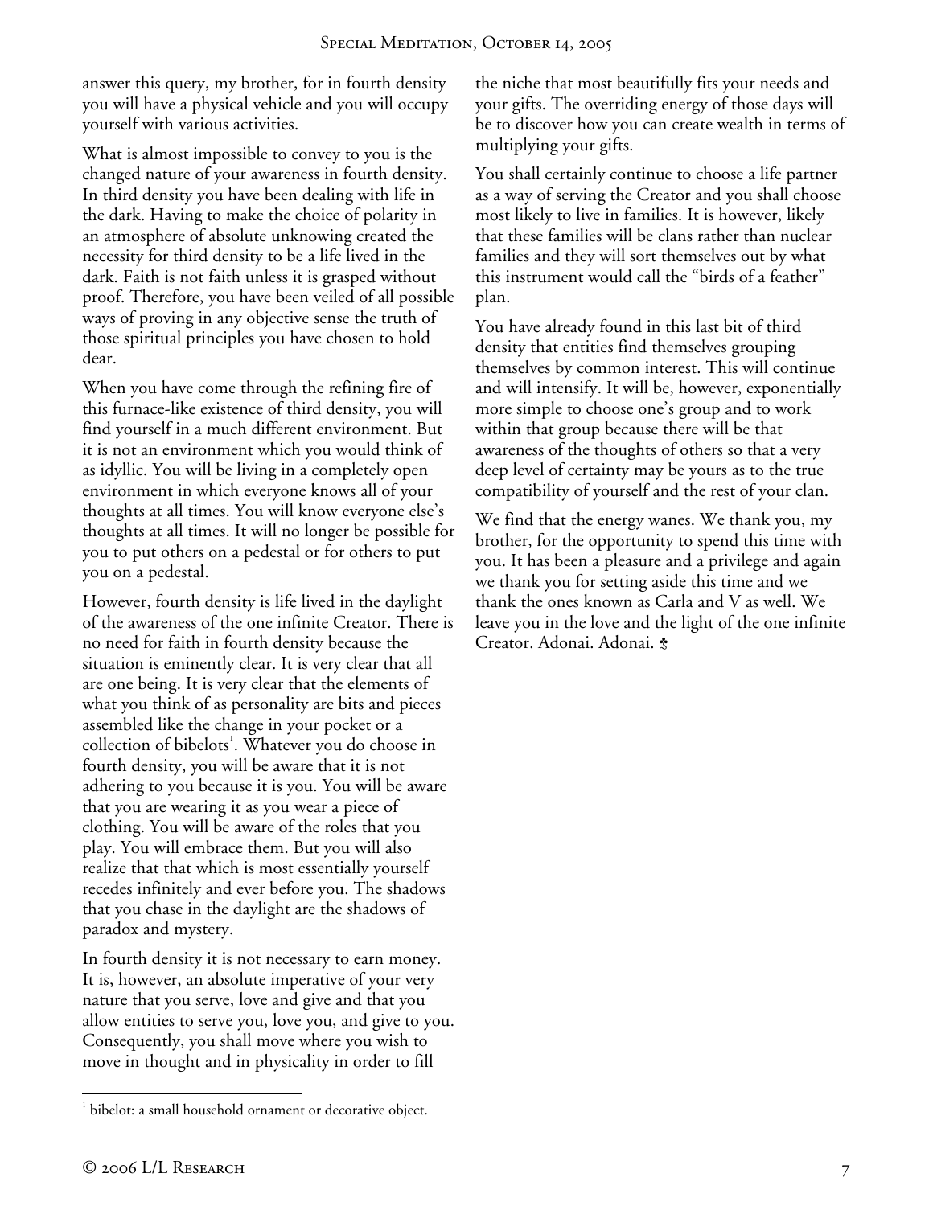answer this query, my brother, for in fourth density you will have a physical vehicle and you will occupy yourself with various activities.

What is almost impossible to convey to you is the changed nature of your awareness in fourth density. In third density you have been dealing with life in the dark. Having to make the choice of polarity in an atmosphere of absolute unknowing created the necessity for third density to be a life lived in the dark. Faith is not faith unless it is grasped without proof. Therefore, you have been veiled of all possible ways of proving in any objective sense the truth of those spiritual principles you have chosen to hold dear.

When you have come through the refining fire of this furnace-like existence of third density, you will find yourself in a much different environment. But it is not an environment which you would think of as idyllic. You will be living in a completely open environment in which everyone knows all of your thoughts at all times. You will know everyone else's thoughts at all times. It will no longer be possible for you to put others on a pedestal or for others to put you on a pedestal.

However, fourth density is life lived in the daylight of the awareness of the one infinite Creator. There is no need for faith in fourth density because the situation is eminently clear. It is very clear that all are one being. It is very clear that the elements of what you think of as personality are bits and pieces assembled like the change in your pocket or a collection of bibelots[1]. Whatever you do choose in fourth density, you will be aware that it is not adhering to you because it is you. You will be aware that you are wearing it as you wear a piece of clothing. You will be aware of the roles that you play. You will embrace them. But you will also realize that that which is most essentially yourself recedes infinitely and ever before you. The shadows that you chase in the daylight are the shadows of paradox and mystery.

In fourth density it is not necessary to earn money. It is, however, an absolute imperative of your very nature that you serve, love and give and that you allow entities to serve you, love you, and give to you. Consequently, you shall move where you wish to move in thought and in physicality in order to fill the niche that most beautifully fits your needs and your gifts. The overriding energy of those days will be to discover how you can create wealth in terms of multiplying your gifts.

You shall certainly continue to choose a life partner as a way of serving the Creator and you shall choose most likely to live in families. It is however, likely that these families will be clans rather than nuclear families and they will sort themselves out by what this instrument would call the "birds of a feather" plan.

You have already found in this last bit of third density that entities find themselves grouping themselves by common interest. This will continue and will intensify. It will be, however, exponentially more simple to choose one's group and to work within that group because there will be that awareness of the thoughts of others so that a very deep level of certainty may be yours as to the true compatibility of yourself and the rest of your clan.

We find that the energy wanes. We thank you, my brother, for the opportunity to spend this time with you. It has been a pleasure and a privilege and again we thank you for setting aside this time and we thank the ones known as Carla and V as well. We leave you in the love and the light of the one infinite Creator. Adonai. Adonai. ♆

---

[1] bibelot: a small household ornament or decorative object.